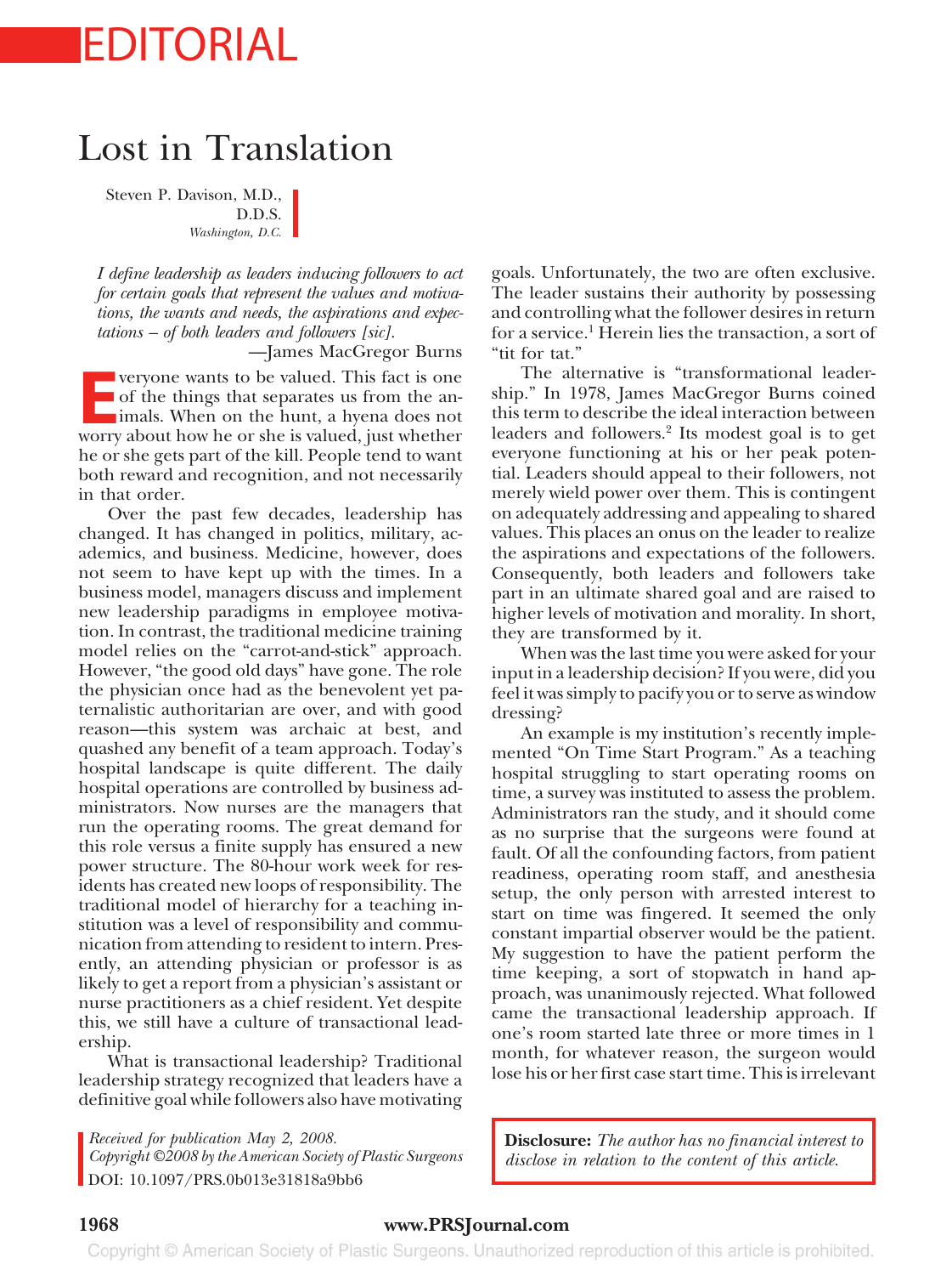# EDITORIAL

## Lost in Translation

Steven P. Davison, M.D., D.D.S.
*Washington, D.C.*

> *I define leadership as leaders inducing followers to act for certain goals that represent the values and motivations, the wants and needs, the aspirations and expectations – of both leaders and followers [sic].*
>
> —James MacGregor Burns

Everyone wants to be valued. This fact is one of the things that separates us from the animals. When on the hunt, a hyena does not worry about how he or she is valued, just whether he or she gets part of the kill. People tend to want both reward and recognition, and not necessarily in that order.

Over the past few decades, leadership has changed. It has changed in politics, military, academics, and business. Medicine, however, does not seem to have kept up with the times. In a business model, managers discuss and implement new leadership paradigms in employee motivation. In contrast, the traditional medicine training model relies on the "carrot-and-stick" approach. However, "the good old days" have gone. The role the physician once had as the benevolent yet paternalistic authoritarian are over, and with good reason—this system was archaic at best, and quashed any benefit of a team approach. Today's hospital landscape is quite different. The daily hospital operations are controlled by business administrators. Now nurses are the managers that run the operating rooms. The great demand for this role versus a finite supply has ensured a new power structure. The 80-hour work week for residents has created new loops of responsibility. The traditional model of hierarchy for a teaching institution was a level of responsibility and communication from attending to resident to intern. Presently, an attending physician or professor is as likely to get a report from a physician's assistant or nurse practitioners as a chief resident. Yet despite this, we still have a culture of transactional leadership.

What is transactional leadership? Traditional leadership strategy recognized that leaders have a definitive goal while followers also have motivating goals. Unfortunately, the two are often exclusive. The leader sustains their authority by possessing and controlling what the follower desires in return for a service.[1] Herein lies the transaction, a sort of "tit for tat."

The alternative is "transformational leadership." In 1978, James MacGregor Burns coined this term to describe the ideal interaction between leaders and followers.[2] Its modest goal is to get everyone functioning at his or her peak potential. Leaders should appeal to their followers, not merely wield power over them. This is contingent on adequately addressing and appealing to shared values. This places an onus on the leader to realize the aspirations and expectations of the followers. Consequently, both leaders and followers take part in an ultimate shared goal and are raised to higher levels of motivation and morality. In short, they are transformed by it.

When was the last time you were asked for your input in a leadership decision? If you were, did you feel it was simply to pacify you or to serve as window dressing?

An example is my institution's recently implemented "On Time Start Program." As a teaching hospital struggling to start operating rooms on time, a survey was instituted to assess the problem. Administrators ran the study, and it should come as no surprise that the surgeons were found at fault. Of all the confounding factors, from patient readiness, operating room staff, and anesthesia setup, the only person with arrested interest to start on time was fingered. It seemed the only constant impartial observer would be the patient. My suggestion to have the patient perform the time keeping, a sort of stopwatch in hand approach, was unanimously rejected. What followed came the transactional leadership approach. If one's room started late three or more times in 1 month, for whatever reason, the surgeon would lose his or her first case start time. This is irrelevant

*Received for publication May 2, 2008.*
*Copyright ©2008 by the American Society of Plastic Surgeons*
DOI: 10.1097/PRS.0b013e31818a9bb6

**Disclosure:** *The author has no financial interest to disclose in relation to the content of this article.*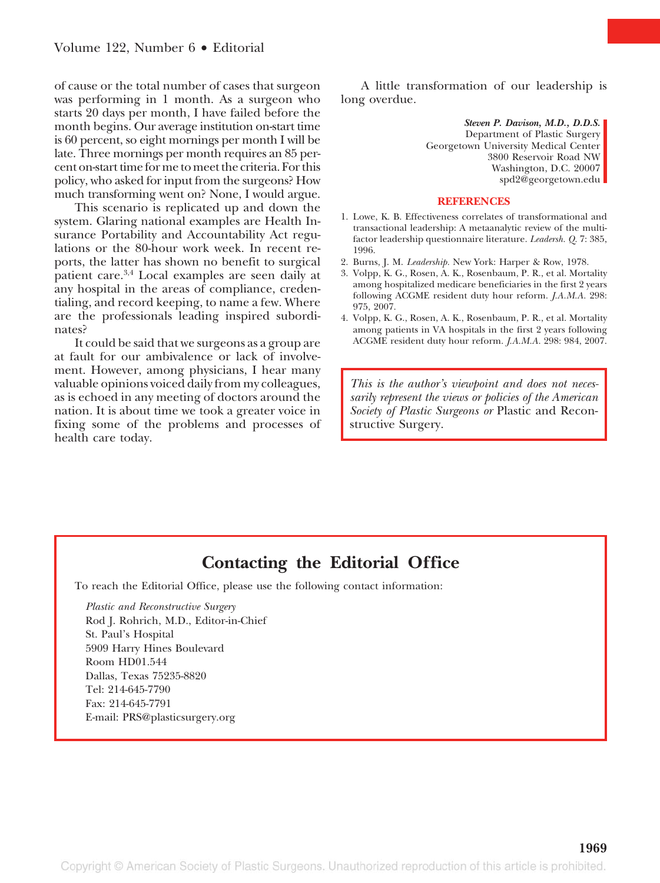of cause or the total number of cases that surgeon was performing in 1 month. As a surgeon who starts 20 days per month, I have failed before the month begins. Our average institution on-start time is 60 percent, so eight mornings per month I will be late. Three mornings per month requires an 85 percent on-start time for me to meet the criteria. For this policy, who asked for input from the surgeons? How much transforming went on? None, I would argue.

This scenario is replicated up and down the system. Glaring national examples are Health Insurance Portability and Accountability Act regulations or the 80-hour work week. In recent reports, the latter has shown no benefit to surgical patient care.[3,4] Local examples are seen daily at any hospital in the areas of compliance, credentialing, and record keeping, to name a few. Where are the professionals leading inspired subordinates?

It could be said that we surgeons as a group are at fault for our ambivalence or lack of involvement. However, among physicians, I hear many valuable opinions voiced daily from my colleagues, as is echoed in any meeting of doctors around the nation. It is about time we took a greater voice in fixing some of the problems and processes of health care today.

A little transformation of our leadership is long overdue.

***Steven P. Davison, M.D., D.D.S.***
Department of Plastic Surgery
Georgetown University Medical Center
3800 Reservoir Road NW
Washington, D.C. 20007
spd2@georgetown.edu

## REFERENCES

1. Lowe, K. B. Effectiveness correlates of transformational and transactional leadership: A metaanalytic review of the multifactor leadership questionnaire literature. *Leadersh. Q.* 7: 385, 1996.
2. Burns, J. M. *Leadership.* New York: Harper & Row, 1978.
3. Volpp, K. G., Rosen, A. K., Rosenbaum, P. R., et al. Mortality among hospitalized medicare beneficiaries in the first 2 years following ACGME resident duty hour reform. *J.A.M.A.* 298: 975, 2007.
4. Volpp, K. G., Rosen, A. K., Rosenbaum, P. R., et al. Mortality among patients in VA hospitals in the first 2 years following ACGME resident duty hour reform. *J.A.M.A.* 298: 984, 2007.

*This is the author's viewpoint and does not necessarily represent the views or policies of the American Society of Plastic Surgeons or* Plastic and Reconstructive Surgery.

## Contacting the Editorial Office

To reach the Editorial Office, please use the following contact information:

*Plastic and Reconstructive Surgery*
Rod J. Rohrich, M.D., Editor-in-Chief
St. Paul's Hospital
5909 Harry Hines Boulevard
Room HD01.544
Dallas, Texas 75235-8820
Tel: 214-645-7790
Fax: 214-645-7791
E-mail: PRS@plasticsurgery.org